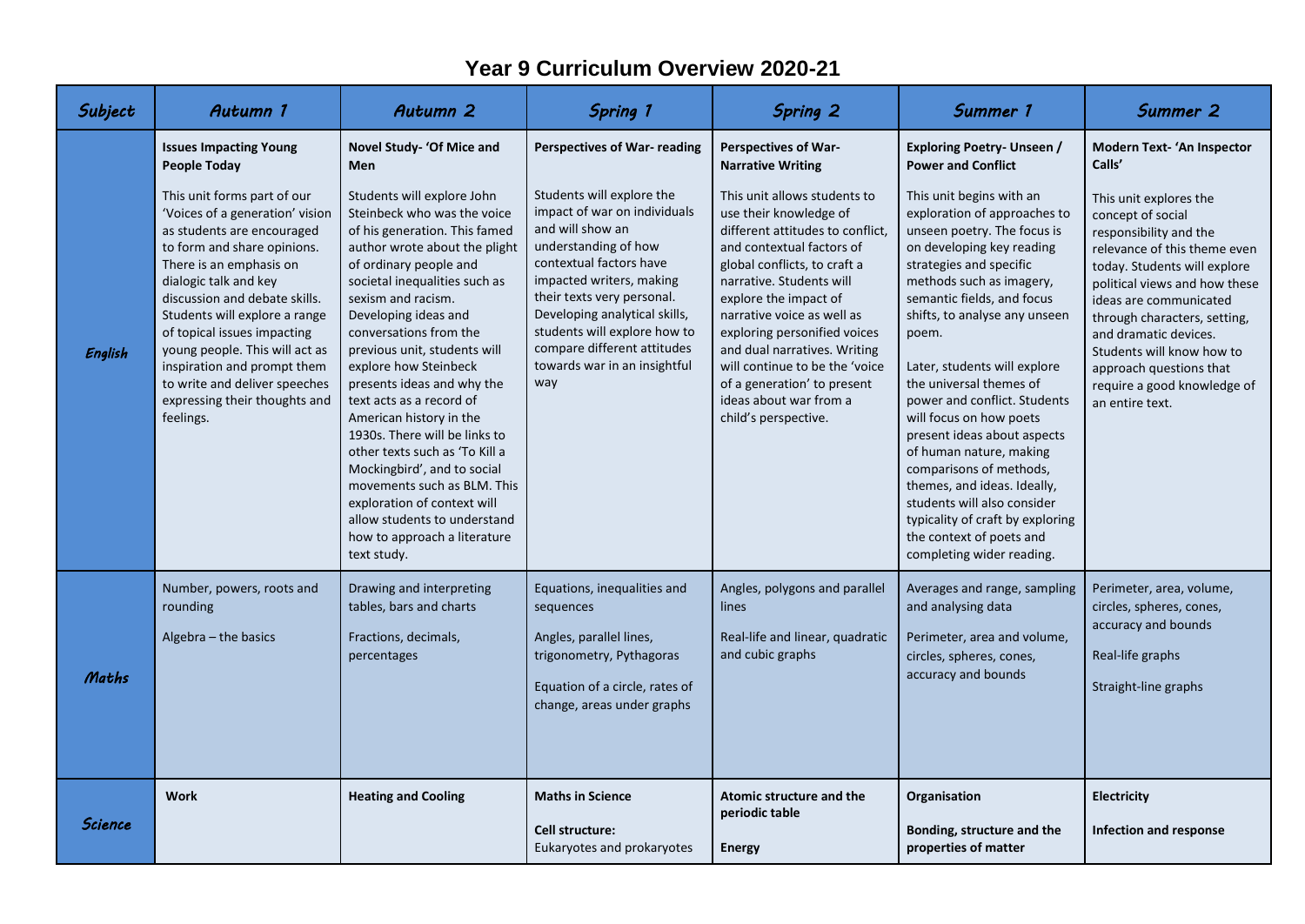# Year 9 Curriculum Overview 2020-21

| Subject | Autumn 1 | Autumn 2 | Spring 1 | Spring 2 | Summer 1 | Summer 2 |
|---|---|---|---|---|---|---|
| English | **Issues Impacting Young People Today**<br><br>This unit forms part of our 'Voices of a generation' vision as students are encouraged to form and share opinions. There is an emphasis on dialogic talk and key discussion and debate skills. Students will explore a range of topical issues impacting young people. This will act as inspiration and prompt them to write and deliver speeches expressing their thoughts and feelings. | **Novel Study- 'Of Mice and Men**<br><br>Students will explore John Steinbeck who was the voice of his generation. This famed author wrote about the plight of ordinary people and societal inequalities such as sexism and racism. Developing ideas and conversations from the previous unit, students will explore how Steinbeck presents ideas and why the text acts as a record of American history in the 1930s. There will be links to other texts such as 'To Kill a Mockingbird', and to social movements such as BLM. This exploration of context will allow students to understand how to approach a literature text study. | **Perspectives of War- reading**<br><br>Students will explore the impact of war on individuals and will show an understanding of how contextual factors have impacted writers, making their texts very personal. Developing analytical skills, students will explore how to compare different attitudes towards war in an insightful way | **Perspectives of War- Narrative Writing**<br><br>This unit allows students to use their knowledge of different attitudes to conflict, and contextual factors of global conflicts, to craft a narrative. Students will explore the impact of narrative voice as well as exploring personified voices and dual narratives. Writing will continue to be the 'voice of a generation' to present ideas about war from a child's perspective. | **Exploring Poetry- Unseen / Power and Conflict**<br><br>This unit begins with an exploration of approaches to unseen poetry. The focus is on developing key reading strategies and specific methods such as imagery, semantic fields, and focus shifts, to analyse any unseen poem.<br><br>Later, students will explore the universal themes of power and conflict. Students will focus on how poets present ideas about aspects of human nature, making comparisons of methods, themes, and ideas. Ideally, students will also consider typicality of craft by exploring the context of poets and completing wider reading. | **Modern Text- 'An Inspector Calls'**<br><br>This unit explores the concept of social responsibility and the relevance of this theme even today. Students will explore political views and how these ideas are communicated through characters, setting, and dramatic devices. Students will know how to approach questions that require a good knowledge of an entire text. |
| Maths | Number, powers, roots and rounding<br><br>Algebra – the basics | Drawing and interpreting tables, bars and charts<br><br>Fractions, decimals, percentages | Equations, inequalities and sequences<br><br>Angles, parallel lines, trigonometry, Pythagoras<br><br>Equation of a circle, rates of change, areas under graphs | Angles, polygons and parallel lines<br><br>Real-life and linear, quadratic and cubic graphs | Averages and range, sampling and analysing data<br><br>Perimeter, area and volume, circles, spheres, cones, accuracy and bounds | Perimeter, area, volume, circles, spheres, cones, accuracy and bounds<br><br>Real-life graphs<br><br>Straight-line graphs |
| Science | **Work** | **Heating and Cooling** | **Maths in Science**<br><br>**Cell structure:**<br>Eukaryotes and prokaryotes | **Atomic structure and the periodic table**<br><br>**Energy** | **Organisation**<br><br>**Bonding, structure and the properties of matter** | **Electricity**<br><br>**Infection and response** |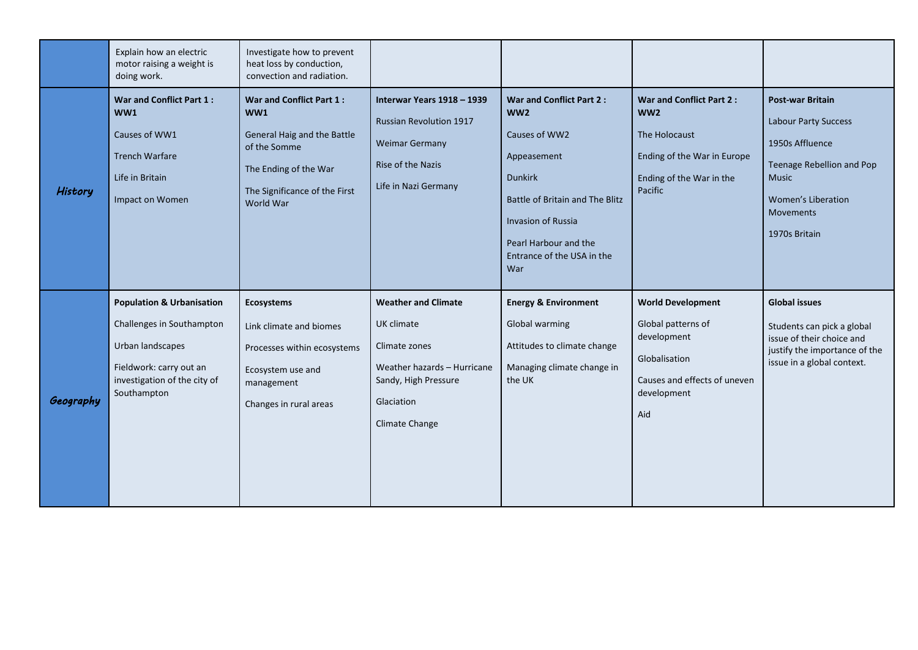| | | | | | | |
|---|---|---|---|---|---|---|
| | Explain how an electric motor raising a weight is doing work. | Investigate how to prevent heat loss by conduction, convection and radiation. | | | | |
| ***History*** | **War and Conflict Part 1 : WW1**<br><br>Causes of WW1<br><br>Trench Warfare<br><br>Life in Britain<br><br>Impact on Women | **War and Conflict Part 1 : WW1**<br><br>General Haig and the Battle of the Somme<br><br>The Ending of the War<br><br>The Significance of the First World War | **Interwar Years 1918 – 1939**<br><br>Russian Revolution 1917<br><br>Weimar Germany<br><br>Rise of the Nazis<br><br>Life in Nazi Germany | **War and Conflict Part 2 : WW2**<br><br>Causes of WW2<br><br>Appeasement<br><br>Dunkirk<br><br>Battle of Britain and The Blitz<br><br>Invasion of Russia<br><br>Pearl Harbour and the Entrance of the USA in the War | **War and Conflict Part 2 : WW2**<br><br>The Holocaust<br><br>Ending of the War in Europe<br><br>Ending of the War in the Pacific | **Post-war Britain**<br><br>Labour Party Success<br><br>1950s Affluence<br><br>Teenage Rebellion and Pop Music<br><br>Women's Liberation Movements<br><br>1970s Britain |
| ***Geography*** | **Population & Urbanisation**<br><br>Challenges in Southampton<br><br>Urban landscapes<br><br>Fieldwork: carry out an investigation of the city of Southampton | **Ecosystems**<br><br>Link climate and biomes<br><br>Processes within ecosystems<br><br>Ecosystem use and management<br><br>Changes in rural areas | **Weather and Climate**<br><br>UK climate<br><br>Climate zones<br><br>Weather hazards – Hurricane Sandy, High Pressure<br><br>Glaciation<br><br>Climate Change | **Energy & Environment**<br><br>Global warming<br><br>Attitudes to climate change<br><br>Managing climate change in the UK | **World Development**<br><br>Global patterns of development<br><br>Globalisation<br><br>Causes and effects of uneven development<br><br>Aid | **Global issues**<br><br>Students can pick a global issue of their choice and justify the importance of the issue in a global context. |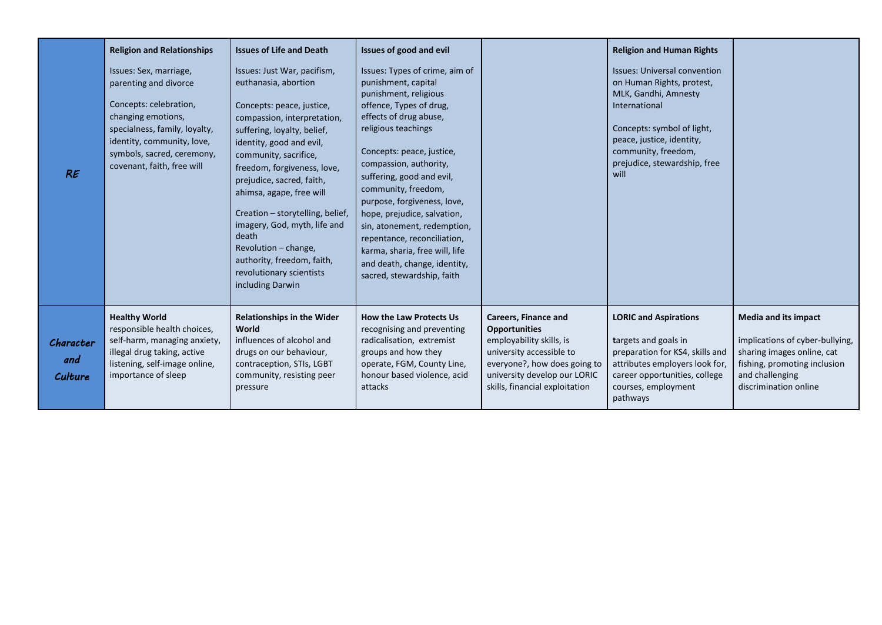| | | | | | | |
|---|---|---|---|---|---|---|
| *RE* | **Religion and Relationships**<br><br>Issues: Sex, marriage, parenting and divorce<br><br>Concepts: celebration, changing emotions, specialness, family, loyalty, identity, community, love, symbols, sacred, ceremony, covenant, faith, free will | **Issues of Life and Death**<br><br>Issues: Just War, pacifism, euthanasia, abortion<br><br>Concepts: peace, justice, compassion, interpretation, suffering, loyalty, belief, identity, good and evil, community, sacrifice, freedom, forgiveness, love, prejudice, sacred, faith, ahimsa, agape, free will<br><br>Creation – storytelling, belief, imagery, God, myth, life and death<br>Revolution – change, authority, freedom, faith, revolutionary scientists including Darwin | **Issues of good and evil**<br><br>Issues: Types of crime, aim of punishment, capital punishment, religious offence, Types of drug, effects of drug abuse, religious teachings<br><br>Concepts: peace, justice, compassion, authority, suffering, good and evil, community, freedom, purpose, forgiveness, love, hope, prejudice, salvation, sin, atonement, redemption, repentance, reconciliation, karma, sharia, free will, life and death, change, identity, sacred, stewardship, faith | | **Religion and Human Rights**<br><br>Issues: Universal convention on Human Rights, protest, MLK, Gandhi, Amnesty International<br><br>Concepts: symbol of light, peace, justice, identity, community, freedom, prejudice, stewardship, free will | |
| *Character and Culture* | **Healthy World**<br>responsible health choices, self-harm, managing anxiety, illegal drug taking, active listening, self-image online, importance of sleep | **Relationships in the Wider World**<br>influences of alcohol and drugs on our behaviour, contraception, STIs, LGBT community, resisting peer pressure | **How the Law Protects Us**<br>recognising and preventing radicalisation, extremist groups and how they operate, FGM, County Line, honour based violence, acid attacks | **Careers, Finance and Opportunities**<br>employability skills, is university accessible to everyone?, how does going to university develop our LORIC skills, financial exploitation | **LORIC and Aspirations**<br><br>targets and goals in preparation for KS4, skills and attributes employers look for, career opportunities, college courses, employment pathways | **Media and its impact**<br><br>implications of cyber-bullying, sharing images online, cat fishing, promoting inclusion and challenging discrimination online |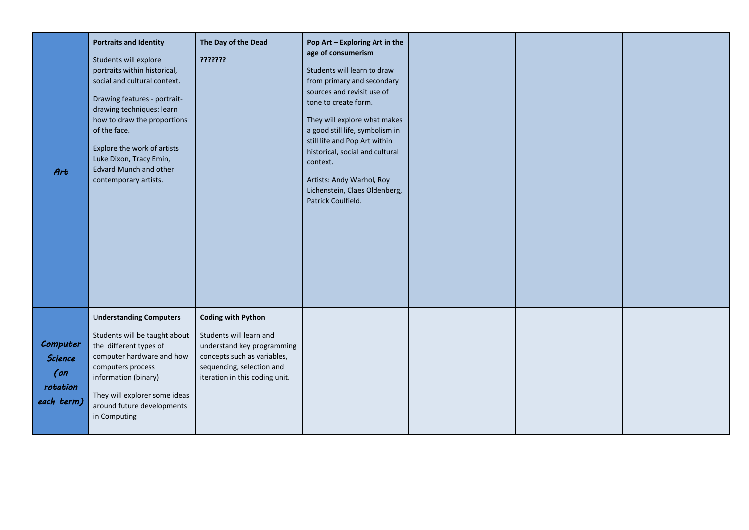| | | | | | | |
|---|---|---|---|---|---|---|
| *Art* | **Portraits and Identity**<br><br>Students will explore portraits within historical, social and cultural context.<br><br>Drawing features - portrait-drawing techniques: learn how to draw the proportions of the face.<br><br>Explore the work of artists Luke Dixon, Tracy Emin, Edvard Munch and other contemporary artists. | **The Day of the Dead**<br><br>**???????** | **Pop Art – Exploring Art in the age of consumerism**<br><br>Students will learn to draw from primary and secondary sources and revisit use of tone to create form.<br><br>They will explore what makes a good still life, symbolism in still life and Pop Art within historical, social and cultural context.<br><br>Artists: Andy Warhol, Roy Lichenstein, Claes Oldenberg, Patrick Coulfield. | | | |
| *Computer Science (on rotation each term)* | **Understanding Computers**<br><br>Students will be taught about the different types of computer hardware and how computers process information (binary)<br><br>They will explorer some ideas around future developments in Computing | **Coding with Python**<br><br>Students will learn and understand key programming concepts such as variables, sequencing, selection and iteration in this coding unit. | | | | |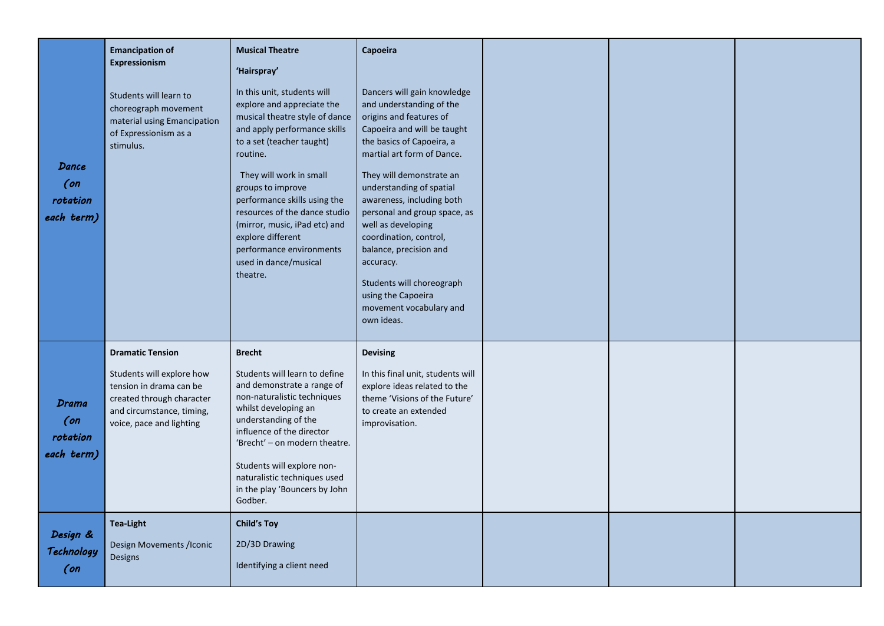| | | | | | | |
|---|---|---|---|---|---|---|
| *Dance (on rotation each term)* | **Emancipation of Expressionism**<br><br>Students will learn to choreograph movement material using Emancipation of Expressionism as a stimulus. | **Musical Theatre**<br><br>**'Hairspray'**<br><br>In this unit, students will explore and appreciate the musical theatre style of dance and apply performance skills to a set (teacher taught) routine.<br><br>They will work in small groups to improve performance skills using the resources of the dance studio (mirror, music, iPad etc) and explore different performance environments used in dance/musical theatre. | **Capoeira**<br><br>Dancers will gain knowledge and understanding of the origins and features of Capoeira and will be taught the basics of Capoeira, a martial art form of Dance.<br><br>They will demonstrate an understanding of spatial awareness, including both personal and group space, as well as developing coordination, control, balance, precision and accuracy.<br><br>Students will choreograph using the Capoeira movement vocabulary and own ideas. | | | |
| *Drama (on rotation each term)* | **Dramatic Tension**<br><br>Students will explore how tension in drama can be created through character and circumstance, timing, voice, pace and lighting | **Brecht**<br><br>Students will learn to define and demonstrate a range of non-naturalistic techniques whilst developing an understanding of the influence of the director 'Brecht' – on modern theatre.<br><br>Students will explore non-naturalistic techniques used in the play 'Bouncers by John Godber. | **Devising**<br><br>In this final unit, students will explore ideas related to the theme 'Visions of the Future' to create an extended improvisation. | | | |
| *Design & Technology (on* | **Tea-Light**<br><br>Design Movements /Iconic Designs | **Child's Toy**<br><br>2D/3D Drawing<br><br>Identifying a client need | | | | |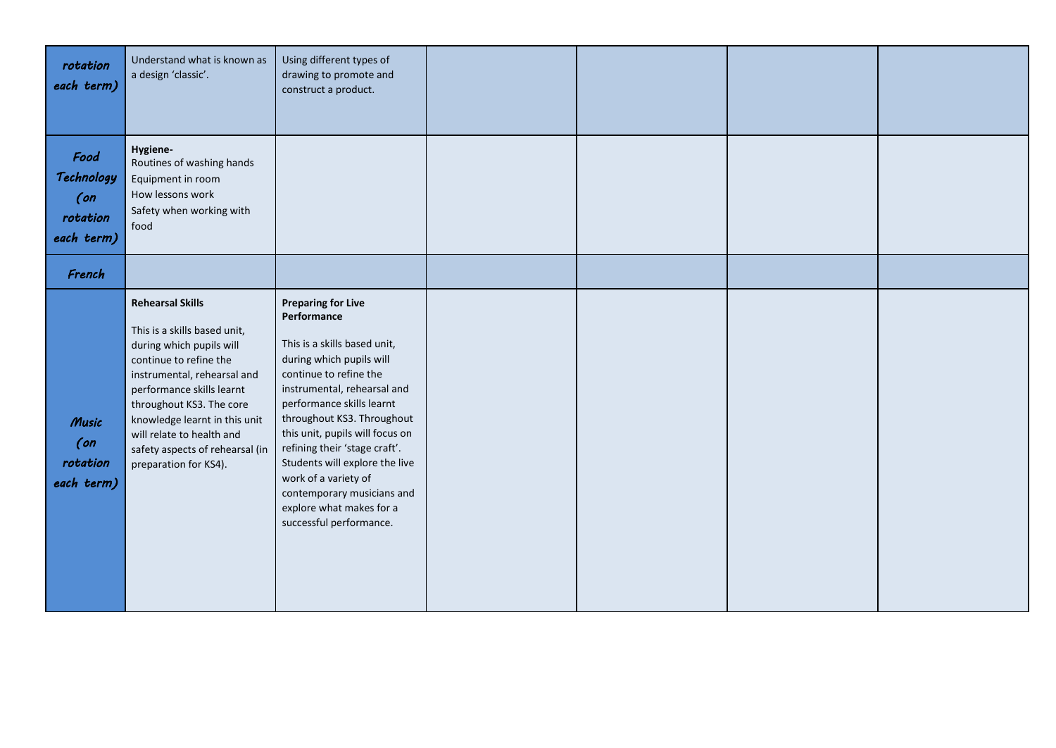| | | | | | | |
|---|---|---|---|---|---|---|
| *rotation each term)* | Understand what is known as a design 'classic'. | Using different types of drawing to promote and construct a product. | | | | |
| *Food Technology (on rotation each term)* | **Hygiene-**<br>Routines of washing hands<br>Equipment in room<br>How lessons work<br>Safety when working with food | | | | | |
| *French* | | | | | | |
| *Music (on rotation each term)* | **Rehearsal Skills**<br><br>This is a skills based unit, during which pupils will continue to refine the instrumental, rehearsal and performance skills learnt throughout KS3. The core knowledge learnt in this unit will relate to health and safety aspects of rehearsal (in preparation for KS4). | **Preparing for Live Performance**<br><br>This is a skills based unit, during which pupils will continue to refine the instrumental, rehearsal and performance skills learnt throughout KS3. Throughout this unit, pupils will focus on refining their 'stage craft'. Students will explore the live work of a variety of contemporary musicians and explore what makes for a successful performance. | | | | |